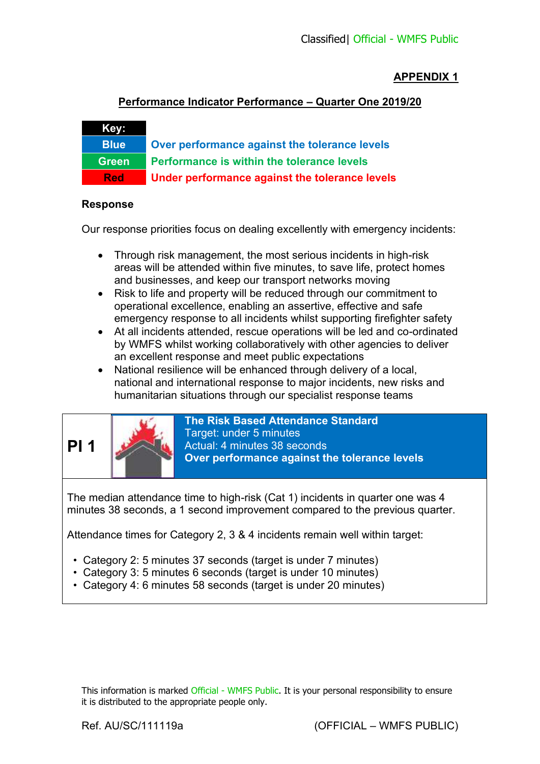Classified| Official - WMFS Public

**APPENDIX 1**

## Performance Indicator Performance – Quarter One 2019/20

| Key: | |
|---|---|
| Blue | Over performance against the tolerance levels |
| Green | Performance is within the tolerance levels |
| Red | Under performance against the tolerance levels |

### Response

Our response priorities focus on dealing excellently with emergency incidents:

- Through risk management, the most serious incidents in high-risk areas will be attended within five minutes, to save life, protect homes and businesses, and keep our transport networks moving
- Risk to life and property will be reduced through our commitment to operational excellence, enabling an assertive, effective and safe emergency response to all incidents whilst supporting firefighter safety
- At all incidents attended, rescue operations will be led and co-ordinated by WMFS whilst working collaboratively with other agencies to deliver an excellent response and meet public expectations
- National resilience will be enhanced through delivery of a local, national and international response to major incidents, new risks and humanitarian situations through our specialist response teams

**PI 1**

**The Risk Based Attendance Standard**
Target: under 5 minutes
Actual: 4 minutes 38 seconds
**Over performance against the tolerance levels**

The median attendance time to high-risk (Cat 1) incidents in quarter one was 4 minutes 38 seconds, a 1 second improvement compared to the previous quarter.

Attendance times for Category 2, 3 & 4 incidents remain well within target:

- Category 2: 5 minutes 37 seconds (target is under 7 minutes)
- Category 3: 5 minutes 6 seconds (target is under 10 minutes)
- Category 4: 6 minutes 58 seconds (target is under 20 minutes)

This information is marked Official - WMFS Public. It is your personal responsibility to ensure it is distributed to the appropriate people only.

Ref. AU/SC/111119a (OFFICIAL – WMFS PUBLIC)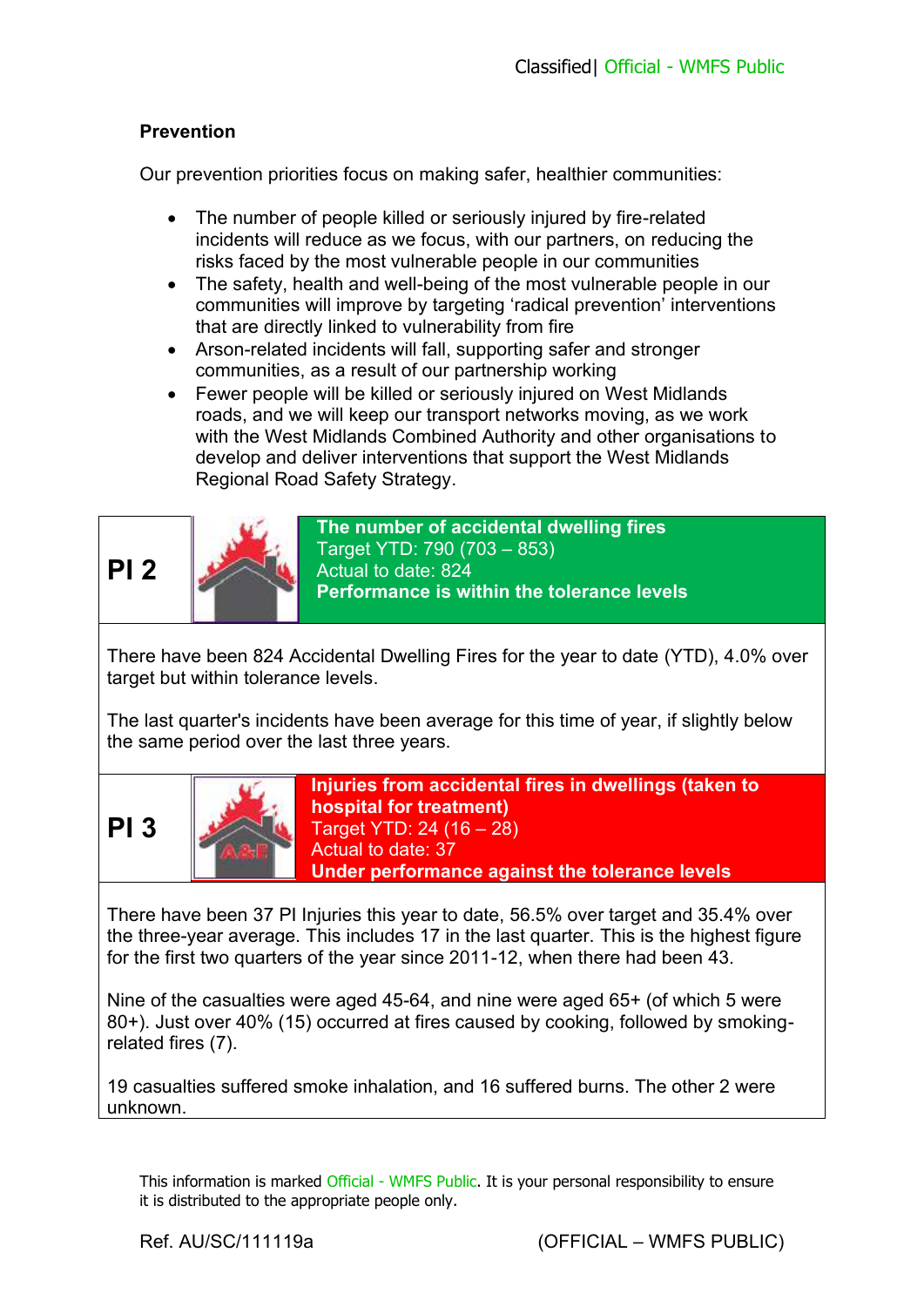## Prevention

Our prevention priorities focus on making safer, healthier communities:

- The number of people killed or seriously injured by fire-related incidents will reduce as we focus, with our partners, on reducing the risks faced by the most vulnerable people in our communities
- The safety, health and well-being of the most vulnerable people in our communities will improve by targeting 'radical prevention' interventions that are directly linked to vulnerability from fire
- Arson-related incidents will fall, supporting safer and stronger communities, as a result of our partnership working
- Fewer people will be killed or seriously injured on West Midlands roads, and we will keep our transport networks moving, as we work with the West Midlands Combined Authority and other organisations to develop and deliver interventions that support the West Midlands Regional Road Safety Strategy.

| PI 2 | **The number of accidental dwelling fires**<br>Target YTD: 790 (703 – 853)<br>Actual to date: 824<br>**Performance is within the tolerance levels** |
|---|---|

There have been 824 Accidental Dwelling Fires for the year to date (YTD), 4.0% over target but within tolerance levels.

The last quarter's incidents have been average for this time of year, if slightly below the same period over the last three years.

| PI 3 | **Injuries from accidental fires in dwellings (taken to hospital for treatment)**<br>Target YTD: 24 (16 – 28)<br>Actual to date: 37<br>**Under performance against the tolerance levels** |
|---|---|

There have been 37 PI Injuries this year to date, 56.5% over target and 35.4% over the three-year average. This includes 17 in the last quarter. This is the highest figure for the first two quarters of the year since 2011-12, when there had been 43.

Nine of the casualties were aged 45-64, and nine were aged 65+ (of which 5 were 80+). Just over 40% (15) occurred at fires caused by cooking, followed by smoking-related fires (7).

19 casualties suffered smoke inhalation, and 16 suffered burns. The other 2 were unknown.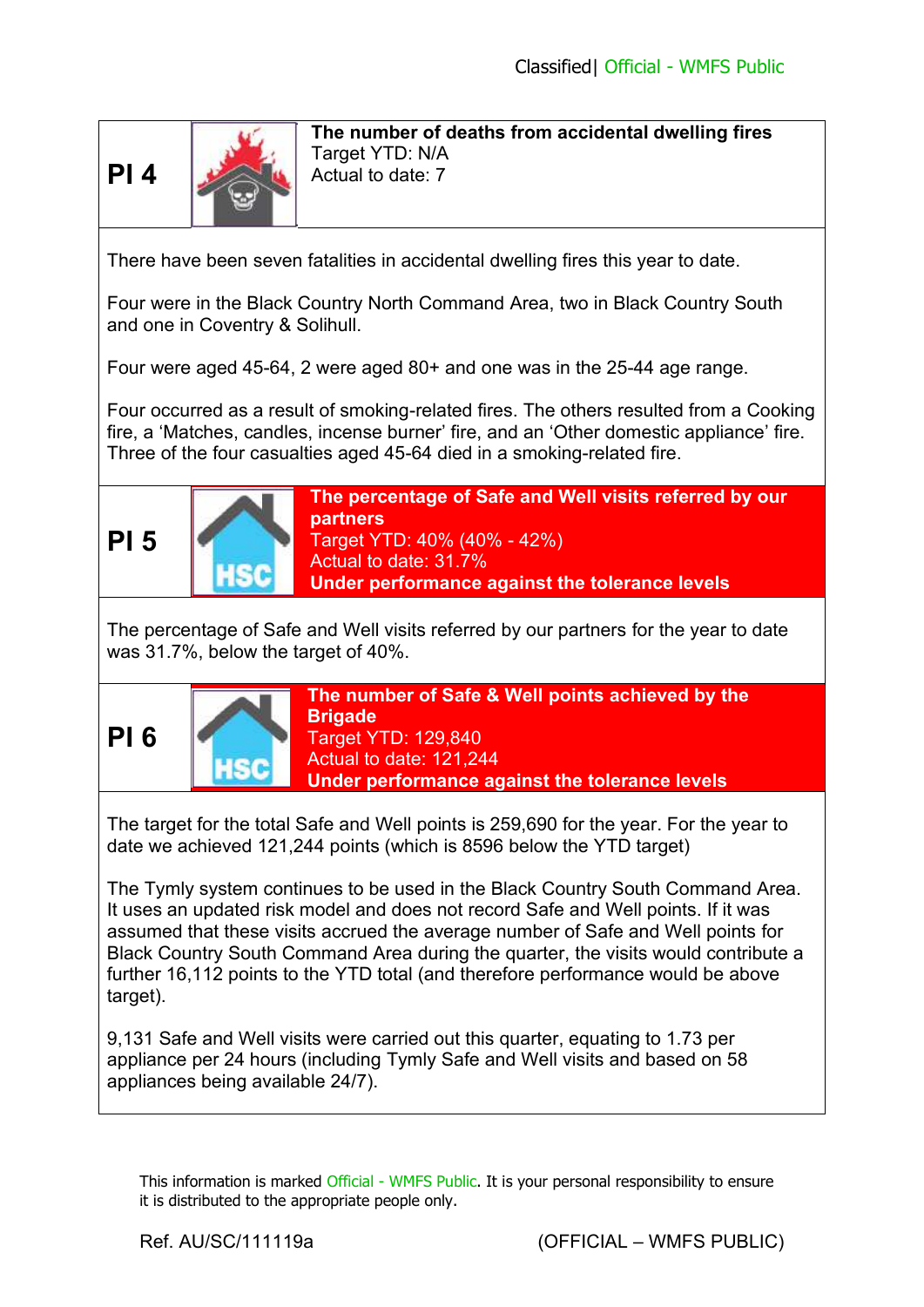## PI 4

**The number of deaths from accidental dwelling fires**
Target YTD: N/A
Actual to date: 7

There have been seven fatalities in accidental dwelling fires this year to date.

Four were in the Black Country North Command Area, two in Black Country South and one in Coventry & Solihull.

Four were aged 45-64, 2 were aged 80+ and one was in the 25-44 age range.

Four occurred as a result of smoking-related fires. The others resulted from a Cooking fire, a ‘Matches, candles, incense burner’ fire, and an ‘Other domestic appliance’ fire. Three of the four casualties aged 45-64 died in a smoking-related fire.

## PI 5

**The percentage of Safe and Well visits referred by our partners**
Target YTD: 40% (40% - 42%)
Actual to date: 31.7%
**Under performance against the tolerance levels**

The percentage of Safe and Well visits referred by our partners for the year to date was 31.7%, below the target of 40%.

## PI 6

**The number of Safe & Well points achieved by the Brigade**
Target YTD: 129,840
Actual to date: 121,244
**Under performance against the tolerance levels**

The target for the total Safe and Well points is 259,690 for the year. For the year to date we achieved 121,244 points (which is 8596 below the YTD target)

The Tymly system continues to be used in the Black Country South Command Area. It uses an updated risk model and does not record Safe and Well points. If it was assumed that these visits accrued the average number of Safe and Well points for Black Country South Command Area during the quarter, the visits would contribute a further 16,112 points to the YTD total (and therefore performance would be above target).

9,131 Safe and Well visits were carried out this quarter, equating to 1.73 per appliance per 24 hours (including Tymly Safe and Well visits and based on 58 appliances being available 24/7).

This information is marked Official - WMFS Public. It is your personal responsibility to ensure it is distributed to the appropriate people only.

Ref. AU/SC/111119a (OFFICIAL – WMFS PUBLIC)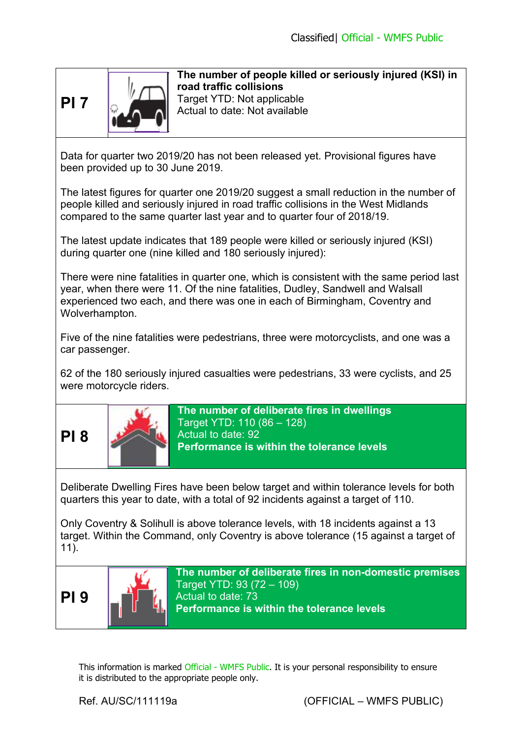| PI 7 | The number of people killed or seriously injured (KSI) in road traffic collisions |
|---|---|
| | Target YTD: Not applicable<br>Actual to date: Not available |

Data for quarter two 2019/20 has not been released yet. Provisional figures have been provided up to 30 June 2019.

The latest figures for quarter one 2019/20 suggest a small reduction in the number of people killed and seriously injured in road traffic collisions in the West Midlands compared to the same quarter last year and to quarter four of 2018/19.

The latest update indicates that 189 people were killed or seriously injured (KSI) during quarter one (nine killed and 180 seriously injured):

There were nine fatalities in quarter one, which is consistent with the same period last year, when there were 11. Of the nine fatalities, Dudley, Sandwell and Walsall experienced two each, and there was one in each of Birmingham, Coventry and Wolverhampton.

Five of the nine fatalities were pedestrians, three were motorcyclists, and one was a car passenger.

62 of the 180 seriously injured casualties were pedestrians, 33 were cyclists, and 25 were motorcycle riders.

| PI 8 | **The number of deliberate fires in dwellings** |
|---|---|
| | Target YTD: 110 (86 – 128)<br>Actual to date: 92<br>**Performance is within the tolerance levels** |

Deliberate Dwelling Fires have been below target and within tolerance levels for both quarters this year to date, with a total of 92 incidents against a target of 110.

Only Coventry & Solihull is above tolerance levels, with 18 incidents against a 13 target. Within the Command, only Coventry is above tolerance (15 against a target of 11).

| PI 9 | **The number of deliberate fires in non-domestic premises** |
|---|---|
| | Target YTD: 93 (72 – 109)<br>Actual to date: 73<br>**Performance is within the tolerance levels** |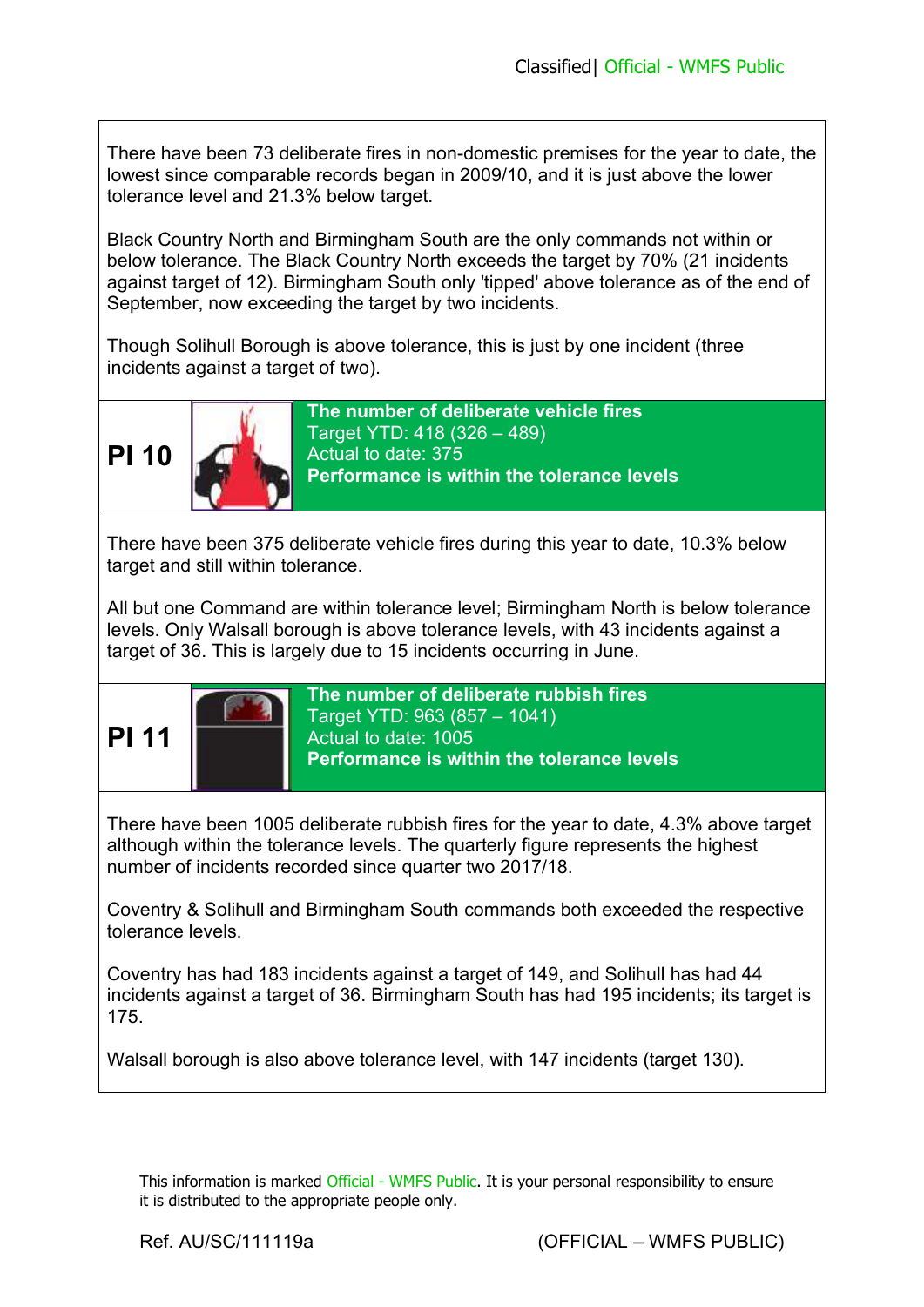There have been 73 deliberate fires in non-domestic premises for the year to date, the lowest since comparable records began in 2009/10, and it is just above the lower tolerance level and 21.3% below target.

Black Country North and Birmingham South are the only commands not within or below tolerance. The Black Country North exceeds the target by 70% (21 incidents against target of 12). Birmingham South only 'tipped' above tolerance as of the end of September, now exceeding the target by two incidents.

Though Solihull Borough is above tolerance, this is just by one incident (three incidents against a target of two).

## PI 10

**The number of deliberate vehicle fires**
Target YTD: 418 (326 – 489)
Actual to date: 375
**Performance is within the tolerance levels**

There have been 375 deliberate vehicle fires during this year to date, 10.3% below target and still within tolerance.

All but one Command are within tolerance level; Birmingham North is below tolerance levels. Only Walsall borough is above tolerance levels, with 43 incidents against a target of 36. This is largely due to 15 incidents occurring in June.

## PI 11

**The number of deliberate rubbish fires**
Target YTD: 963 (857 – 1041)
Actual to date: 1005
**Performance is within the tolerance levels**

There have been 1005 deliberate rubbish fires for the year to date, 4.3% above target although within the tolerance levels. The quarterly figure represents the highest number of incidents recorded since quarter two 2017/18.

Coventry & Solihull and Birmingham South commands both exceeded the respective tolerance levels.

Coventry has had 183 incidents against a target of 149, and Solihull has had 44 incidents against a target of 36. Birmingham South has had 195 incidents; its target is 175.

Walsall borough is also above tolerance level, with 147 incidents (target 130).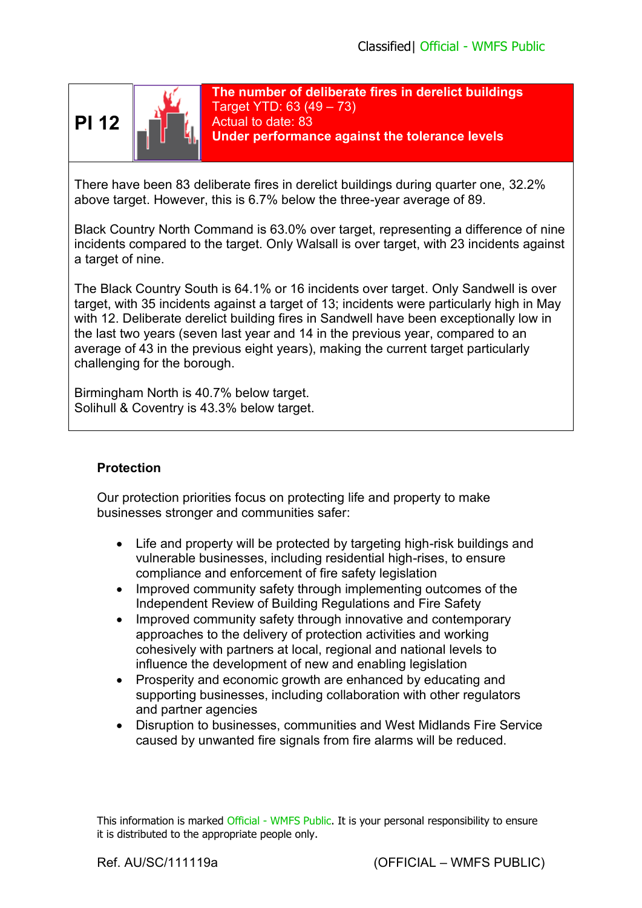**PI 12**

**The number of deliberate fires in derelict buildings**
Target YTD: 63 (49 – 73)
Actual to date: 83
**Under performance against the tolerance levels**

There have been 83 deliberate fires in derelict buildings during quarter one, 32.2% above target. However, this is 6.7% below the three-year average of 89.

Black Country North Command is 63.0% over target, representing a difference of nine incidents compared to the target. Only Walsall is over target, with 23 incidents against a target of nine.

The Black Country South is 64.1% or 16 incidents over target. Only Sandwell is over target, with 35 incidents against a target of 13; incidents were particularly high in May with 12. Deliberate derelict building fires in Sandwell have been exceptionally low in the last two years (seven last year and 14 in the previous year, compared to an average of 43 in the previous eight years), making the current target particularly challenging for the borough.

Birmingham North is 40.7% below target.
Solihull & Coventry is 43.3% below target.

## Protection

Our protection priorities focus on protecting life and property to make businesses stronger and communities safer:

- Life and property will be protected by targeting high-risk buildings and vulnerable businesses, including residential high-rises, to ensure compliance and enforcement of fire safety legislation
- Improved community safety through implementing outcomes of the Independent Review of Building Regulations and Fire Safety
- Improved community safety through innovative and contemporary approaches to the delivery of protection activities and working cohesively with partners at local, regional and national levels to influence the development of new and enabling legislation
- Prosperity and economic growth are enhanced by educating and supporting businesses, including collaboration with other regulators and partner agencies
- Disruption to businesses, communities and West Midlands Fire Service caused by unwanted fire signals from fire alarms will be reduced.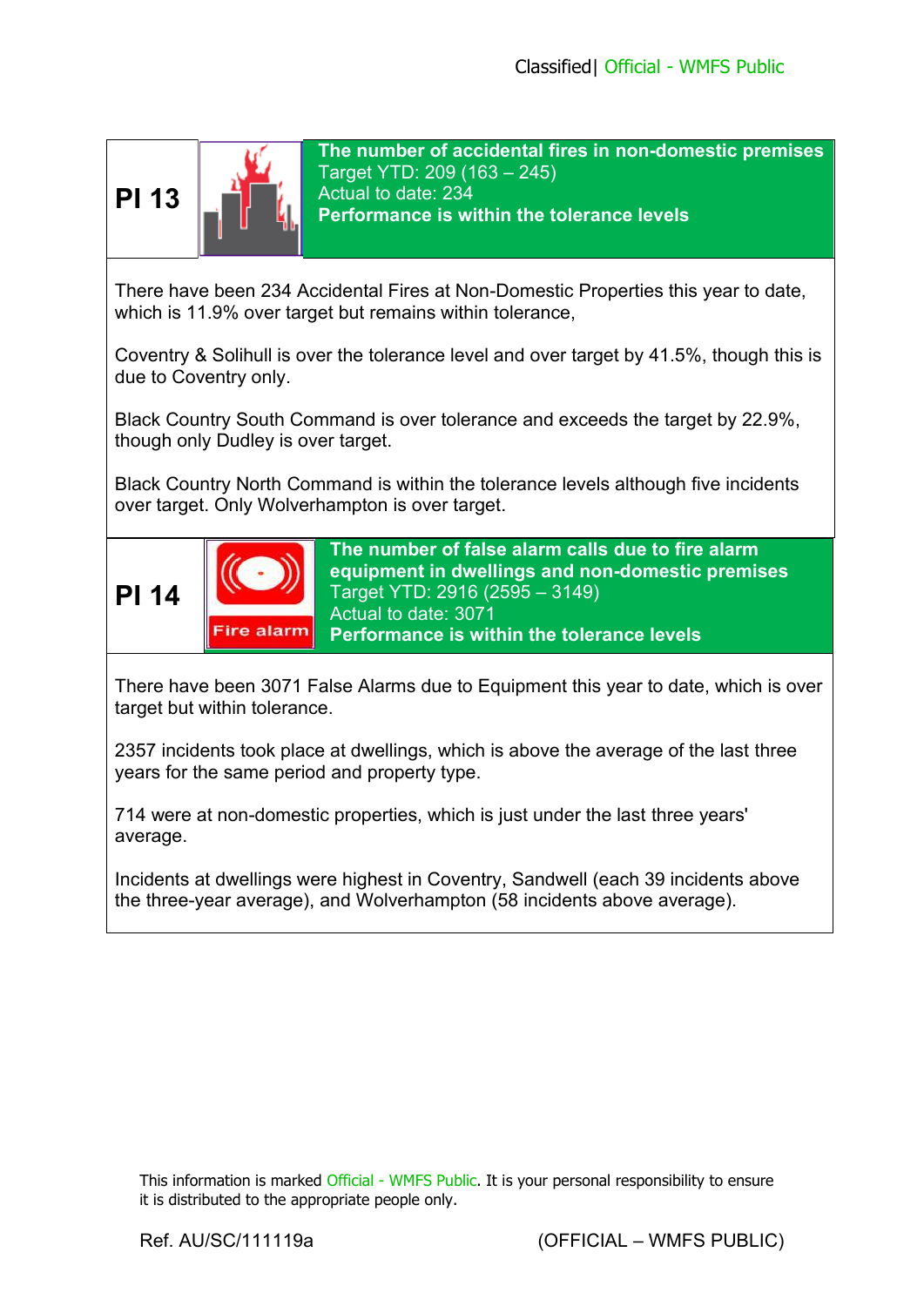## PI 13

**The number of accidental fires in non-domestic premises**
Target YTD: 209 (163 – 245)
Actual to date: 234
**Performance is within the tolerance levels**

There have been 234 Accidental Fires at Non-Domestic Properties this year to date, which is 11.9% over target but remains within tolerance,

Coventry & Solihull is over the tolerance level and over target by 41.5%, though this is due to Coventry only.

Black Country South Command is over tolerance and exceeds the target by 22.9%, though only Dudley is over target.

Black Country North Command is within the tolerance levels although five incidents over target. Only Wolverhampton is over target.

## PI 14

Fire alarm

**The number of false alarm calls due to fire alarm equipment in dwellings and non-domestic premises**
Target YTD: 2916 (2595 – 3149)
Actual to date: 3071
**Performance is within the tolerance levels**

There have been 3071 False Alarms due to Equipment this year to date, which is over target but within tolerance.

2357 incidents took place at dwellings, which is above the average of the last three years for the same period and property type.

714 were at non-domestic properties, which is just under the last three years' average.

Incidents at dwellings were highest in Coventry, Sandwell (each 39 incidents above the three-year average), and Wolverhampton (58 incidents above average).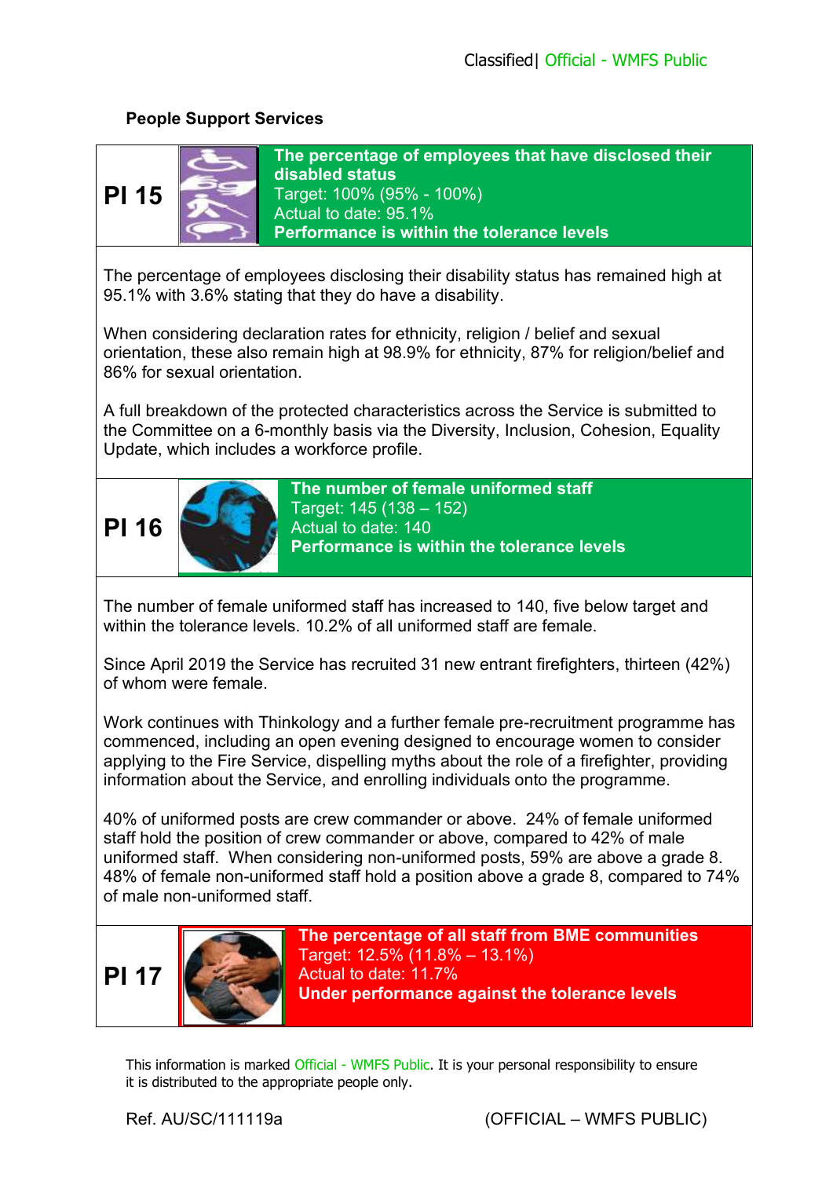**People Support Services**

## PI 15

**The percentage of employees that have disclosed their disabled status**
Target: 100% (95% - 100%)
Actual to date: 95.1%
**Performance is within the tolerance levels**

The percentage of employees disclosing their disability status has remained high at 95.1% with 3.6% stating that they do have a disability.

When considering declaration rates for ethnicity, religion / belief and sexual orientation, these also remain high at 98.9% for ethnicity, 87% for religion/belief and 86% for sexual orientation.

A full breakdown of the protected characteristics across the Service is submitted to the Committee on a 6-monthly basis via the Diversity, Inclusion, Cohesion, Equality Update, which includes a workforce profile.

## PI 16

**The number of female uniformed staff**
Target: 145 (138 – 152)
Actual to date: 140
**Performance is within the tolerance levels**

The number of female uniformed staff has increased to 140, five below target and within the tolerance levels. 10.2% of all uniformed staff are female.

Since April 2019 the Service has recruited 31 new entrant firefighters, thirteen (42%) of whom were female.

Work continues with Thinkology and a further female pre-recruitment programme has commenced, including an open evening designed to encourage women to consider applying to the Fire Service, dispelling myths about the role of a firefighter, providing information about the Service, and enrolling individuals onto the programme.

40% of uniformed posts are crew commander or above. 24% of female uniformed staff hold the position of crew commander or above, compared to 42% of male uniformed staff. When considering non-uniformed posts, 59% are above a grade 8. 48% of female non-uniformed staff hold a position above a grade 8, compared to 74% of male non-uniformed staff.

## PI 17

**The percentage of all staff from BME communities**
Target: 12.5% (11.8% – 13.1%)
Actual to date: 11.7%
**Under performance against the tolerance levels**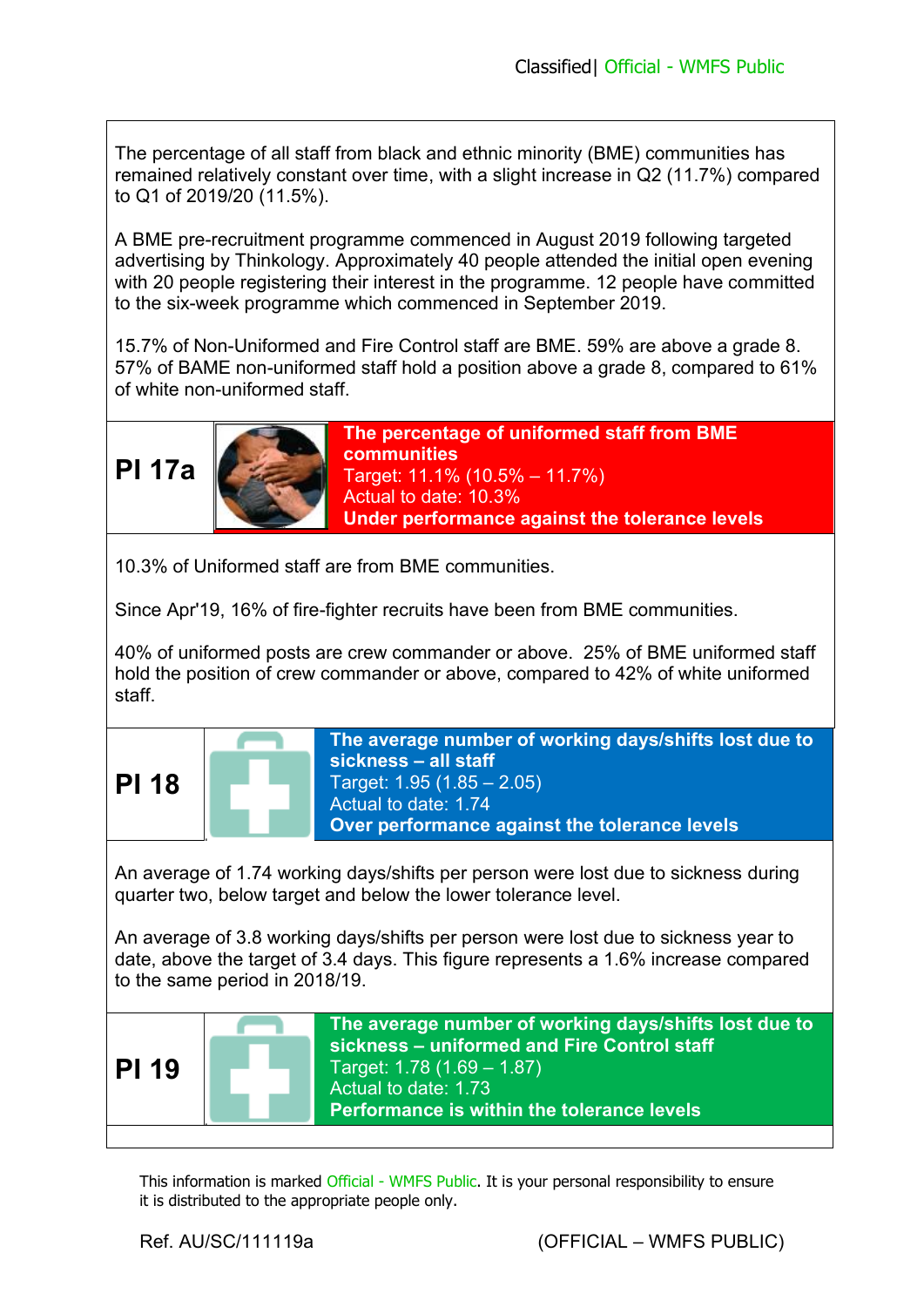The percentage of all staff from black and ethnic minority (BME) communities has remained relatively constant over time, with a slight increase in Q2 (11.7%) compared to Q1 of 2019/20 (11.5%).

A BME pre-recruitment programme commenced in August 2019 following targeted advertising by Thinkology. Approximately 40 people attended the initial open evening with 20 people registering their interest in the programme. 12 people have committed to the six-week programme which commenced in September 2019.

15.7% of Non-Uniformed and Fire Control staff are BME. 59% are above a grade 8. 57% of BAME non-uniformed staff hold a position above a grade 8, compared to 61% of white non-uniformed staff.

## PI 17a

**The percentage of uniformed staff from BME communities**
Target: 11.1% (10.5% – 11.7%)
Actual to date: 10.3%
**Under performance against the tolerance levels**

10.3% of Uniformed staff are from BME communities.

Since Apr'19, 16% of fire-fighter recruits have been from BME communities.

40% of uniformed posts are crew commander or above. 25% of BME uniformed staff hold the position of crew commander or above, compared to 42% of white uniformed staff.

## PI 18

**The average number of working days/shifts lost due to sickness – all staff**
Target: 1.95 (1.85 – 2.05)
Actual to date: 1.74
**Over performance against the tolerance levels**

An average of 1.74 working days/shifts per person were lost due to sickness during quarter two, below target and below the lower tolerance level.

An average of 3.8 working days/shifts per person were lost due to sickness year to date, above the target of 3.4 days. This figure represents a 1.6% increase compared to the same period in 2018/19.

## PI 19

**The average number of working days/shifts lost due to sickness – uniformed and Fire Control staff**
Target: 1.78 (1.69 – 1.87)
Actual to date: 1.73
**Performance is within the tolerance levels**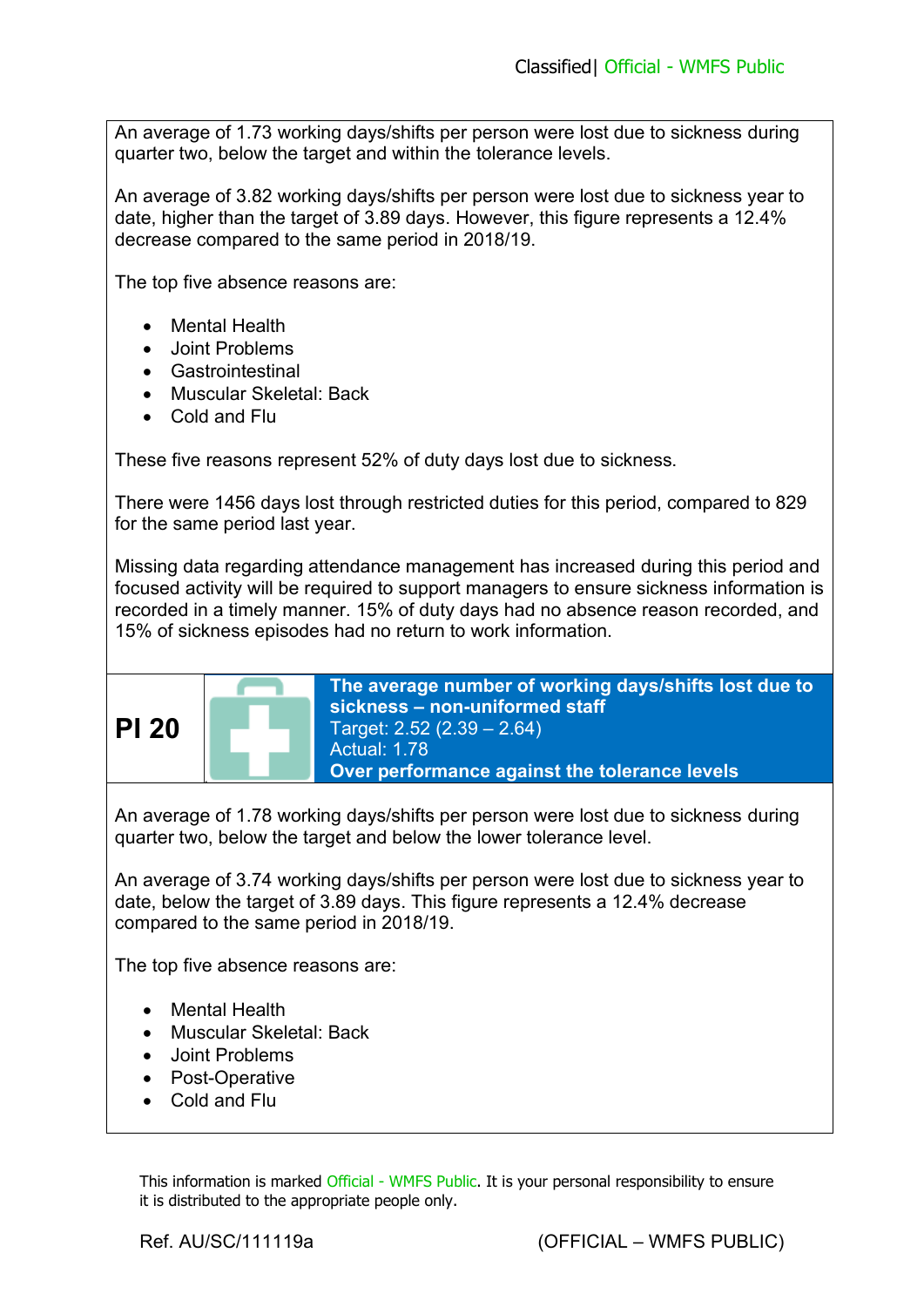An average of 1.73 working days/shifts per person were lost due to sickness during quarter two, below the target and within the tolerance levels.

An average of 3.82 working days/shifts per person were lost due to sickness year to date, higher than the target of 3.89 days. However, this figure represents a 12.4% decrease compared to the same period in 2018/19.

The top five absence reasons are:

- Mental Health
- Joint Problems
- Gastrointestinal
- Muscular Skeletal: Back
- Cold and Flu

These five reasons represent 52% of duty days lost due to sickness.

There were 1456 days lost through restricted duties for this period, compared to 829 for the same period last year.

Missing data regarding attendance management has increased during this period and focused activity will be required to support managers to ensure sickness information is recorded in a timely manner. 15% of duty days had no absence reason recorded, and 15% of sickness episodes had no return to work information.

## PI 20

**The average number of working days/shifts lost due to sickness – non-uniformed staff**
Target: 2.52 (2.39 – 2.64)
Actual: 1.78
**Over performance against the tolerance levels**

An average of 1.78 working days/shifts per person were lost due to sickness during quarter two, below the target and below the lower tolerance level.

An average of 3.74 working days/shifts per person were lost due to sickness year to date, below the target of 3.89 days. This figure represents a 12.4% decrease compared to the same period in 2018/19.

The top five absence reasons are:

- Mental Health
- Muscular Skeletal: Back
- Joint Problems
- Post-Operative
- Cold and Flu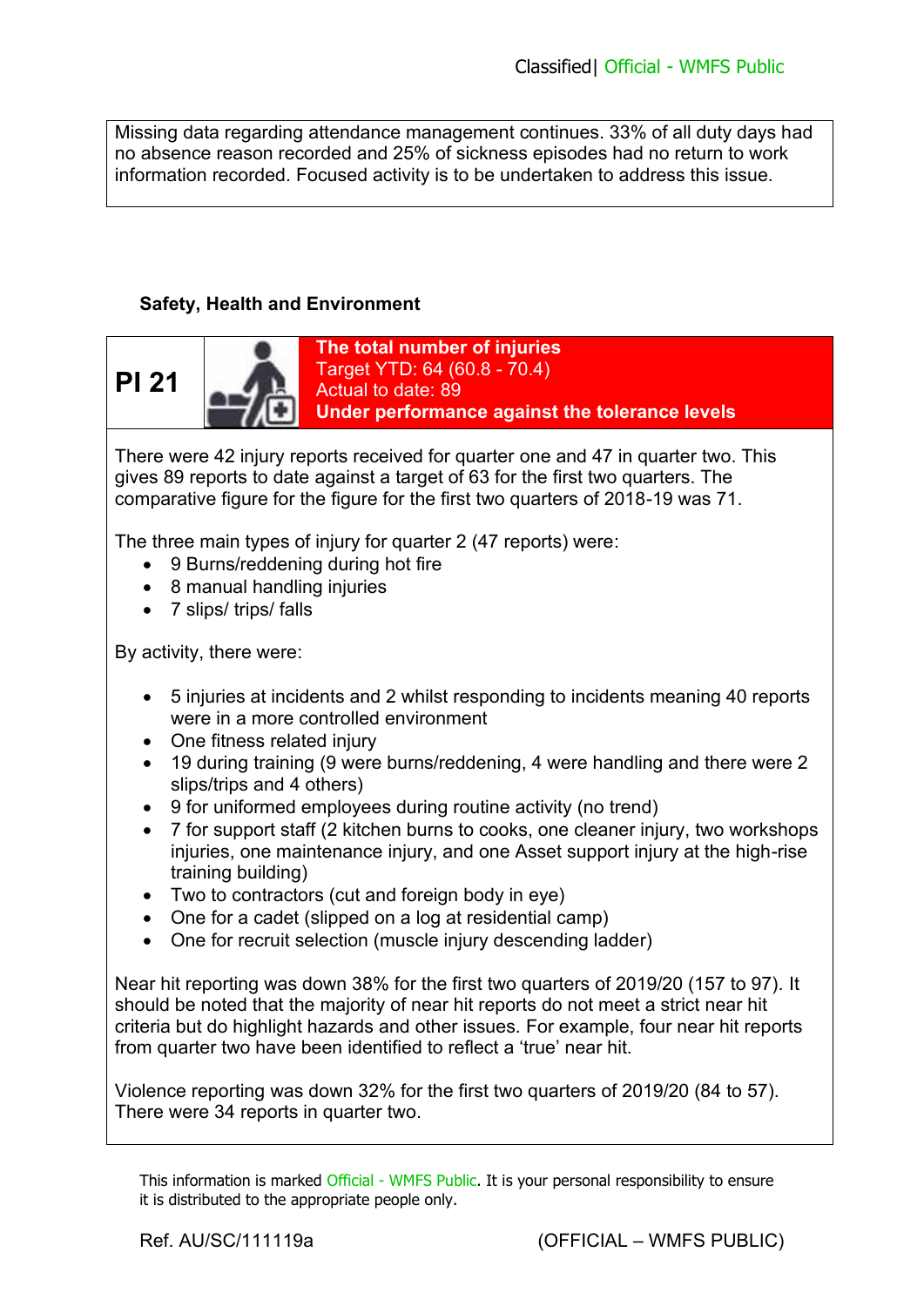Missing data regarding attendance management continues. 33% of all duty days had no absence reason recorded and 25% of sickness episodes had no return to work information recorded. Focused activity is to be undertaken to address this issue.

### Safety, Health and Environment

| PI 21 | | **The total number of injuries**<br>Target YTD: 64 (60.8 - 70.4)<br>Actual to date: 89<br>**Under performance against the tolerance levels** |
|---|---|---|

There were 42 injury reports received for quarter one and 47 in quarter two. This gives 89 reports to date against a target of 63 for the first two quarters. The comparative figure for the figure for the first two quarters of 2018-19 was 71.

The three main types of injury for quarter 2 (47 reports) were:

- 9 Burns/reddening during hot fire
- 8 manual handling injuries
- 7 slips/ trips/ falls

By activity, there were:

- 5 injuries at incidents and 2 whilst responding to incidents meaning 40 reports were in a more controlled environment
- One fitness related injury
- 19 during training (9 were burns/reddening, 4 were handling and there were 2 slips/trips and 4 others)
- 9 for uniformed employees during routine activity (no trend)
- 7 for support staff (2 kitchen burns to cooks, one cleaner injury, two workshops injuries, one maintenance injury, and one Asset support injury at the high-rise training building)
- Two to contractors (cut and foreign body in eye)
- One for a cadet (slipped on a log at residential camp)
- One for recruit selection (muscle injury descending ladder)

Near hit reporting was down 38% for the first two quarters of 2019/20 (157 to 97). It should be noted that the majority of near hit reports do not meet a strict near hit criteria but do highlight hazards and other issues. For example, four near hit reports from quarter two have been identified to reflect a 'true' near hit.

Violence reporting was down 32% for the first two quarters of 2019/20 (84 to 57). There were 34 reports in quarter two.

This information is marked Official - WMFS Public. It is your personal responsibility to ensure it is distributed to the appropriate people only.

Ref. AU/SC/111119a (OFFICIAL – WMFS PUBLIC)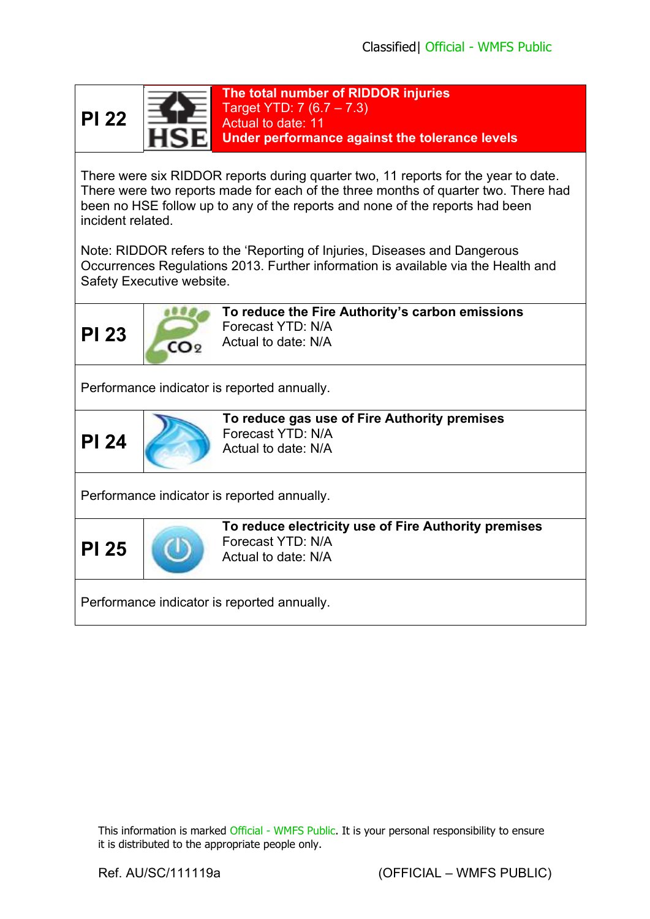| PI 22 | The total number of RIDDOR injuries<br>Target YTD: 7 (6.7 – 7.3)<br>Actual to date: 11<br>**Under performance against the tolerance levels** |
|---|---|

There were six RIDDOR reports during quarter two, 11 reports for the year to date. There were two reports made for each of the three months of quarter two. There had been no HSE follow up to any of the reports and none of the reports had been incident related.

Note: RIDDOR refers to the 'Reporting of Injuries, Diseases and Dangerous Occurrences Regulations 2013. Further information is available via the Health and Safety Executive website.

| PI 23 | **To reduce the Fire Authority's carbon emissions**<br>Forecast YTD: N/A<br>Actual to date: N/A |
|---|---|

Performance indicator is reported annually.

| PI 24 | **To reduce gas use of Fire Authority premises**<br>Forecast YTD: N/A<br>Actual to date: N/A |
|---|---|

Performance indicator is reported annually.

| PI 25 | **To reduce electricity use of Fire Authority premises**<br>Forecast YTD: N/A<br>Actual to date: N/A |
|---|---|

Performance indicator is reported annually.